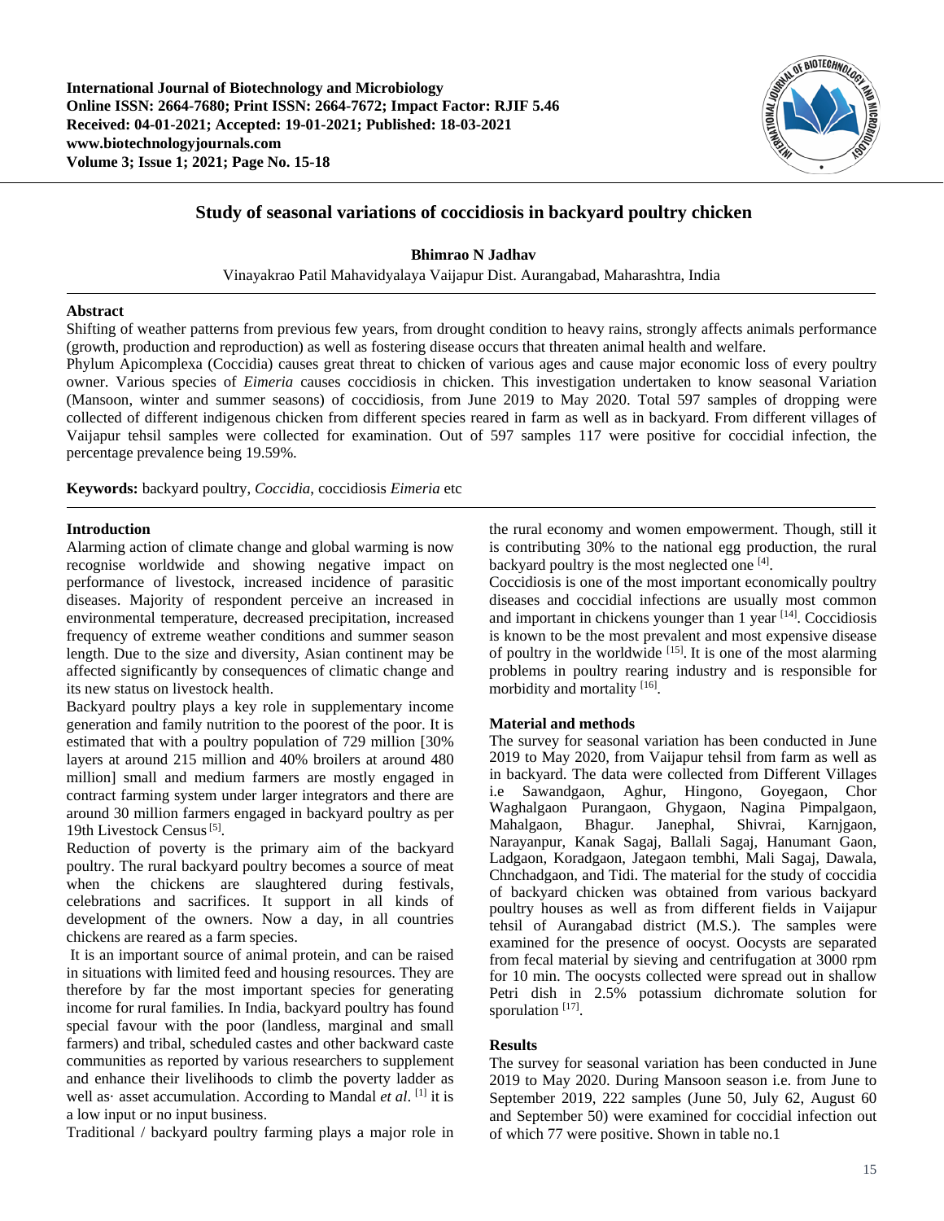# Study of seasonal variations of coccidiosis in backyard poultry chicken

**Bhimrao N Jadhav**

Vinayakrao Patil Mahavidyalaya Vaijapur Dist. Aurangabad, Maharashtra, India

## Abstract

Shifting of weather patterns from previous few years, from drought condition to heavy rains, strongly affects animals performance (growth, production and reproduction) as well as fostering disease occurs that threaten animal health and welfare.

Phylum Apicomplexa (Coccidia) causes great threat to chicken of various ages and cause major economic loss of every poultry owner. Various species of *Eimeria* causes coccidiosis in chicken. This investigation undertaken to know seasonal Variation (Mansoon, winter and summer seasons) of coccidiosis, from June 2019 to May 2020. Total 597 samples of dropping were collected of different indigenous chicken from different species reared in farm as well as in backyard. From different villages of Vaijapur tehsil samples were collected for examination. Out of 597 samples 117 were positive for coccidial infection, the percentage prevalence being 19.59%.

**Keywords:** backyard poultry, *Coccidia*, coccidiosis *Eimeria* etc

## Introduction

Alarming action of climate change and global warming is now recognise worldwide and showing negative impact on performance of livestock, increased incidence of parasitic diseases. Majority of respondent perceive an increased in environmental temperature, decreased precipitation, increased frequency of extreme weather conditions and summer season length. Due to the size and diversity, Asian continent may be affected significantly by consequences of climatic change and its new status on livestock health.

Backyard poultry plays a key role in supplementary income generation and family nutrition to the poorest of the poor. It is estimated that with a poultry population of 729 million [30% layers at around 215 million and 40% broilers at around 480 million] small and medium farmers are mostly engaged in contract farming system under larger integrators and there are around 30 million farmers engaged in backyard poultry as per 19th Livestock Census [5].

Reduction of poverty is the primary aim of the backyard poultry. The rural backyard poultry becomes a source of meat when the chickens are slaughtered during festivals, celebrations and sacrifices. It support in all kinds of development of the owners. Now a day, in all countries chickens are reared as a farm species.

It is an important source of animal protein, and can be raised in situations with limited feed and housing resources. They are therefore by far the most important species for generating income for rural families. In India, backyard poultry has found special favour with the poor (landless, marginal and small farmers) and tribal, scheduled castes and other backward caste communities as reported by various researchers to supplement and enhance their livelihoods to climb the poverty ladder as well as· asset accumulation. According to Mandal *et al*. [1] it is a low input or no input business.

Traditional / backyard poultry farming plays a major role in the rural economy and women empowerment. Though, still it is contributing 30% to the national egg production, the rural backyard poultry is the most neglected one [4].

Coccidiosis is one of the most important economically poultry diseases and coccidial infections are usually most common and important in chickens younger than 1 year [14]. Coccidiosis is known to be the most prevalent and most expensive disease of poultry in the worldwide [15]. It is one of the most alarming problems in poultry rearing industry and is responsible for morbidity and mortality [16].

## Material and methods

The survey for seasonal variation has been conducted in June 2019 to May 2020, from Vaijapur tehsil from farm as well as in backyard. The data were collected from Different Villages i.e Sawandgaon, Aghur, Hingono, Goyegaon, Chor Waghalgaon Purangaon, Ghygaon, Nagina Pimpalgaon, Mahalgaon, Bhagur. Janephal, Shivrai, Karnjgaon, Narayanpur, Kanak Sagaj, Ballali Sagaj, Hanumant Gaon, Ladgaon, Koradgaon, Jategaon tembhi, Mali Sagaj, Dawala, Chnchadgaon, and Tidi. The material for the study of coccidia of backyard chicken was obtained from various backyard poultry houses as well as from different fields in Vaijapur tehsil of Aurangabad district (M.S.). The samples were examined for the presence of oocyst. Oocysts are separated from fecal material by sieving and centrifugation at 3000 rpm for 10 min. The oocysts collected were spread out in shallow Petri dish in 2.5% potassium dichromate solution for sporulation [17].

## Results

The survey for seasonal variation has been conducted in June 2019 to May 2020. During Mansoon season i.e. from June to September 2019, 222 samples (June 50, July 62, August 60 and September 50) were examined for coccidial infection out of which 77 were positive. Shown in table no.1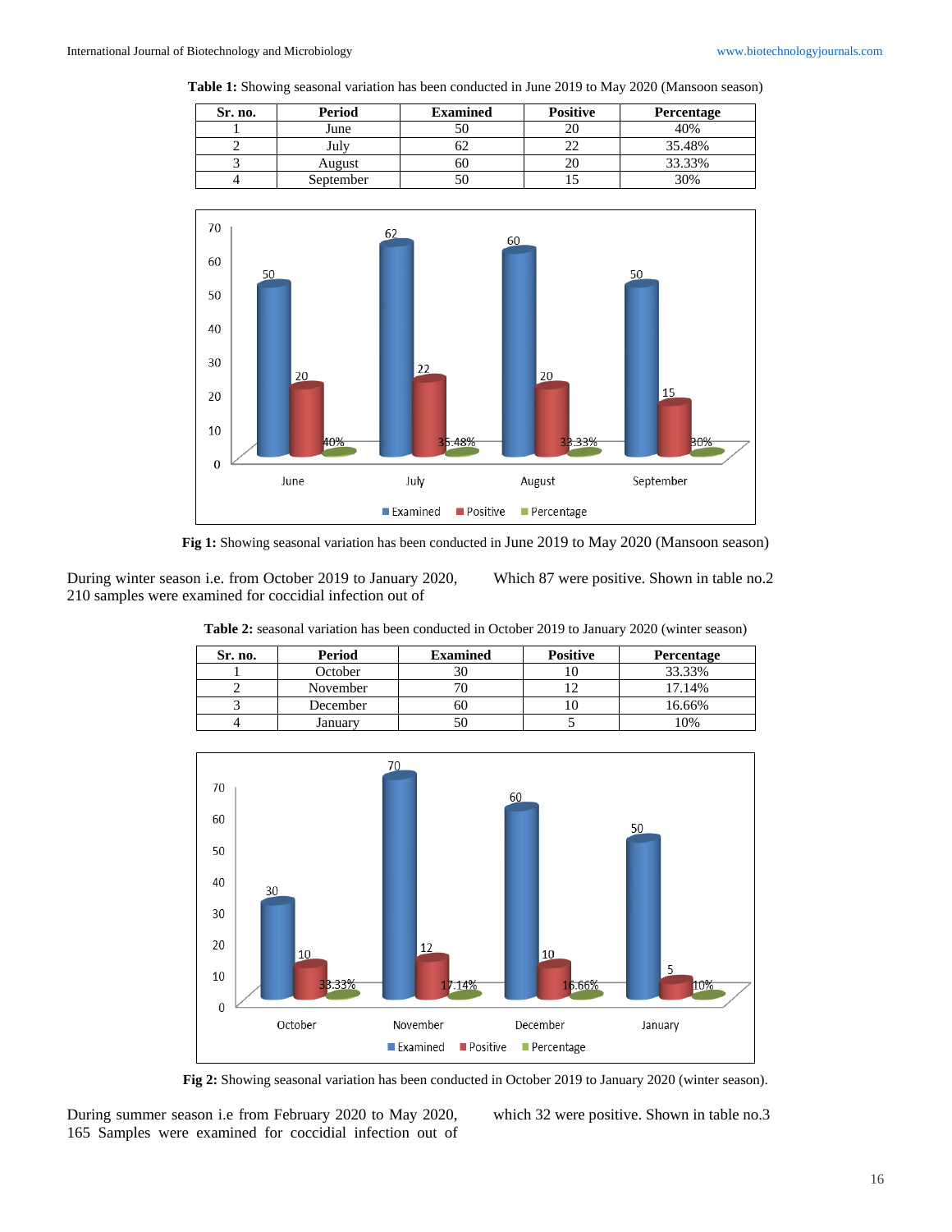**Table 1:** Showing seasonal variation has been conducted in June 2019 to May 2020 (Mansoon season)

| Sr. no. | Period | Examined | Positive | Percentage |
|---|---|---|---|---|
| 1 | June | 50 | 20 | 40% |
| 2 | July | 62 | 22 | 35.48% |
| 3 | August | 60 | 20 | 33.33% |
| 4 | September | 50 | 15 | 30% |

**Fig 1:** Showing seasonal variation has been conducted in June 2019 to May 2020 (Mansoon season)

During winter season i.e. from October 2019 to January 2020, 210 samples were examined for coccidial infection out of Which 87 were positive. Shown in table no.2

**Table 2:** seasonal variation has been conducted in October 2019 to January 2020 (winter season)

| Sr. no. | Period | Examined | Positive | Percentage |
|---|---|---|---|---|
| 1 | October | 30 | 10 | 33.33% |
| 2 | November | 70 | 12 | 17.14% |
| 3 | December | 60 | 10 | 16.66% |
| 4 | January | 50 | 5 | 10% |

**Fig 2:** Showing seasonal variation has been conducted in October 2019 to January 2020 (winter season).

During summer season i.e from February 2020 to May 2020, 165 Samples were examined for coccidial infection out of which 32 were positive. Shown in table no.3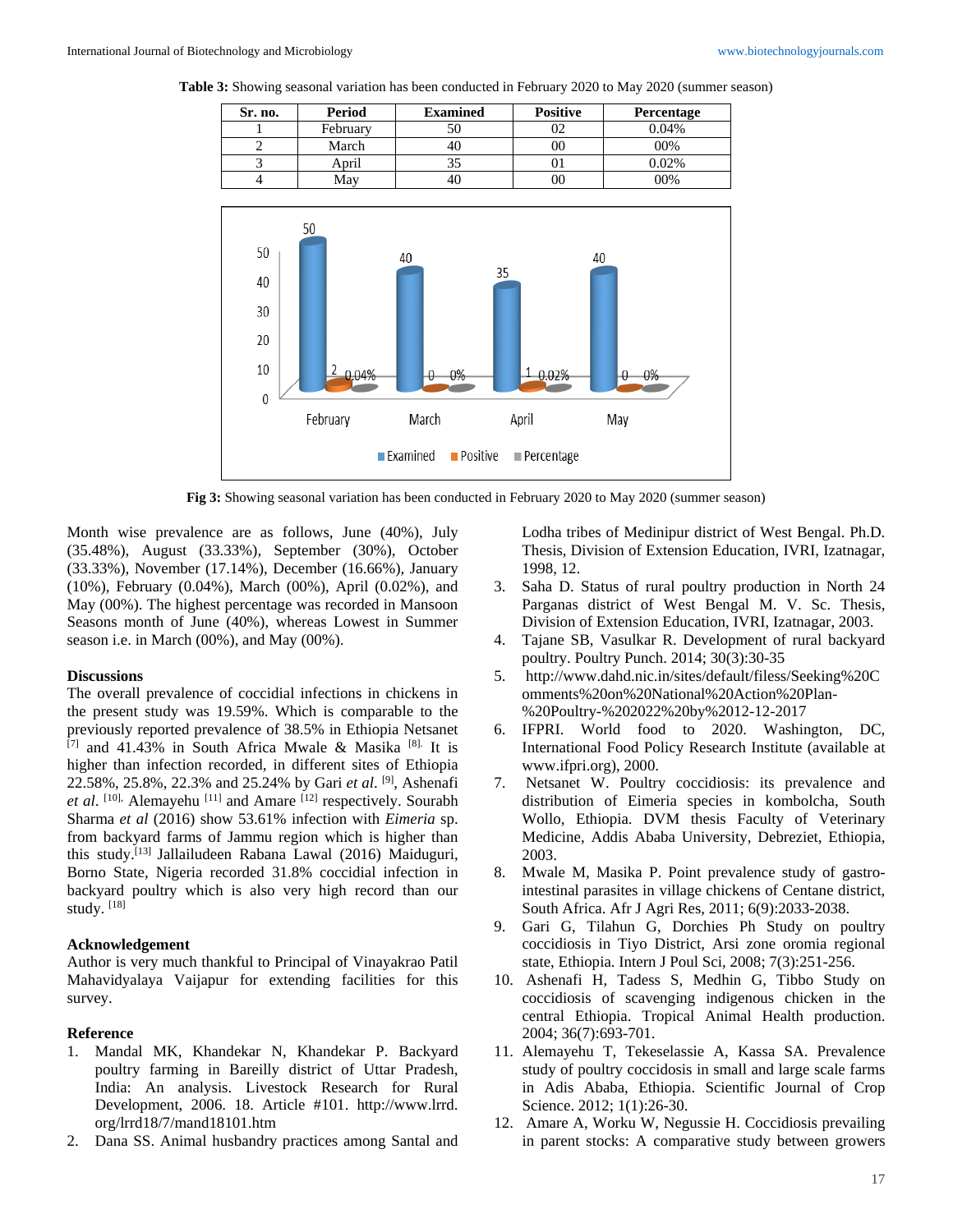**Table 3:** Showing seasonal variation has been conducted in February 2020 to May 2020 (summer season)

| Sr. no. | Period | Examined | Positive | Percentage |
|---|---|---|---|---|
| 1 | February | 50 | 02 | 0.04% |
| 2 | March | 40 | 00 | 00% |
| 3 | April | 35 | 01 | 0.02% |
| 4 | May | 40 | 00 | 00% |

**Fig 3:** Showing seasonal variation has been conducted in February 2020 to May 2020 (summer season)

Month wise prevalence are as follows, June (40%), July (35.48%), August (33.33%), September (30%), October (33.33%), November (17.14%), December (16.66%), January (10%), February (0.04%), March (00%), April (0.02%), and May (00%). The highest percentage was recorded in Mansoon Seasons month of June (40%), whereas Lowest in Summer season i.e. in March (00%), and May (00%).

## Discussions

The overall prevalence of coccidial infections in chickens in the present study was 19.59%. Which is comparable to the previously reported prevalence of 38.5% in Ethiopia Netsanet [7] and 41.43% in South Africa Mwale & Masika [8]. It is higher than infection recorded, in different sites of Ethiopia 22.58%, 25.8%, 22.3% and 25.24% by Gari *et al.* [9], Ashenafi *et al.* [10], Alemayehu [11] and Amare [12] respectively. Sourabh Sharma *et al* (2016) show 53.61% infection with *Eimeria* sp. from backyard farms of Jammu region which is higher than this study.[13] Jallailudeen Rabana Lawal (2016) Maiduguri, Borno State, Nigeria recorded 31.8% coccidial infection in backyard poultry which is also very high record than our study. [18]

## Acknowledgement

Author is very much thankful to Principal of Vinayakrao Patil Mahavidyalaya Vaijapur for extending facilities for this survey.

## Reference

1. Mandal MK, Khandekar N, Khandekar P. Backyard poultry farming in Bareilly district of Uttar Pradesh, India: An analysis. Livestock Research for Rural Development, 2006. 18. Article #101. http://www.lrrd.org/lrrd18/7/mand18101.htm
2. Dana SS. Animal husbandry practices among Santal and Lodha tribes of Medinipur district of West Bengal. Ph.D. Thesis, Division of Extension Education, IVRI, Izatnagar, 1998, 12.
3. Saha D. Status of rural poultry production in North 24 Parganas district of West Bengal M. V. Sc. Thesis, Division of Extension Education, IVRI, Izatnagar, 2003.
4. Tajane SB, Vasulkar R. Development of rural backyard poultry. Poultry Punch. 2014; 30(3):30-35
5. http://www.dahd.nic.in/sites/default/filess/Seeking%20Comments%20on%20National%20Action%20Plan-%20Poultry-%202022%20by%2012-12-2017
6. IFPRI. World food to 2020. Washington, DC, International Food Policy Research Institute (available at www.ifpri.org), 2000.
7. Netsanet W. Poultry coccidiosis: its prevalence and distribution of Eimeria species in kombolcha, South Wollo, Ethiopia. DVM thesis Faculty of Veterinary Medicine, Addis Ababa University, Debreziet, Ethiopia, 2003.
8. Mwale M, Masika P. Point prevalence study of gastro-intestinal parasites in village chickens of Centane district, South Africa. Afr J Agri Res, 2011; 6(9):2033-2038.
9. Gari G, Tilahun G, Dorchies Ph Study on poultry coccidiosis in Tiyo District, Arsi zone oromia regional state, Ethiopia. Intern J Poul Sci, 2008; 7(3):251-256.
10. Ashenafi H, Tadess S, Medhin G, Tibbo Study on coccidiosis of scavenging indigenous chicken in the central Ethiopia. Tropical Animal Health production. 2004; 36(7):693-701.
11. Alemayehu T, Tekeselassie A, Kassa SA. Prevalence study of poultry coccidosis in small and large scale farms in Adis Ababa, Ethiopia. Scientific Journal of Crop Science. 2012; 1(1):26-30.
12. Amare A, Worku W, Negussie H. Coccidiosis prevailing in parent stocks: A comparative study between growers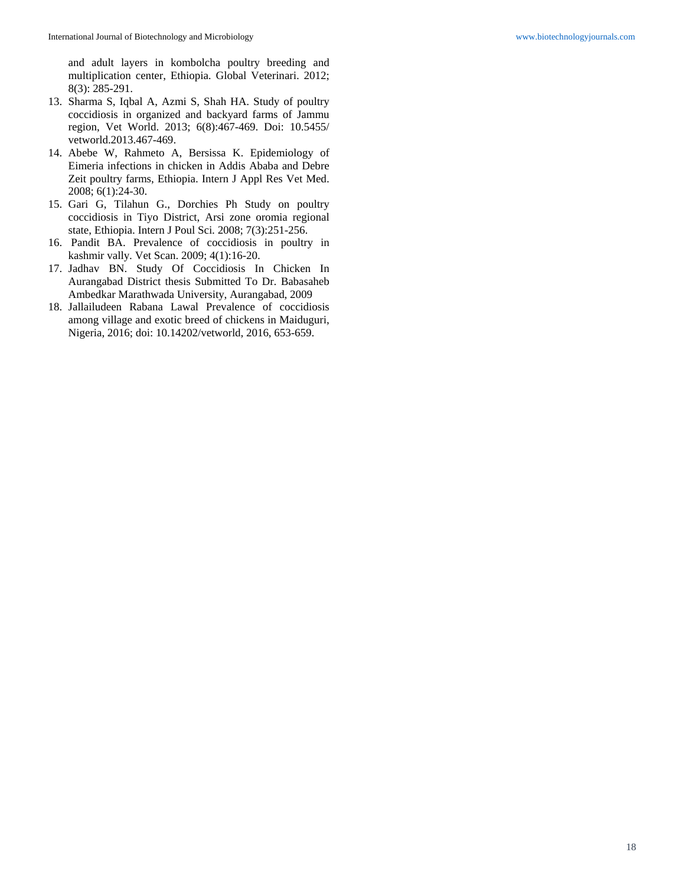and adult layers in kombolcha poultry breeding and multiplication center, Ethiopia. Global Veterinari. 2012; 8(3): 285-291.

13. Sharma S, Iqbal A, Azmi S, Shah HA. Study of poultry coccidiosis in organized and backyard farms of Jammu region, Vet World. 2013; 6(8):467-469. Doi: 10.5455/ vetworld.2013.467-469.
14. Abebe W, Rahmeto A, Bersissa K. Epidemiology of Eimeria infections in chicken in Addis Ababa and Debre Zeit poultry farms, Ethiopia. Intern J Appl Res Vet Med. 2008; 6(1):24-30.
15. Gari G, Tilahun G., Dorchies Ph Study on poultry coccidiosis in Tiyo District, Arsi zone oromia regional state, Ethiopia. Intern J Poul Sci. 2008; 7(3):251-256.
16. Pandit BA. Prevalence of coccidiosis in poultry in kashmir vally. Vet Scan. 2009; 4(1):16-20.
17. Jadhav BN. Study Of Coccidiosis In Chicken In Aurangabad District thesis Submitted To Dr. Babasaheb Ambedkar Marathwada University, Aurangabad, 2009
18. Jallailudeen Rabana Lawal Prevalence of coccidiosis among village and exotic breed of chickens in Maiduguri, Nigeria, 2016; doi: 10.14202/vetworld, 2016, 653-659.